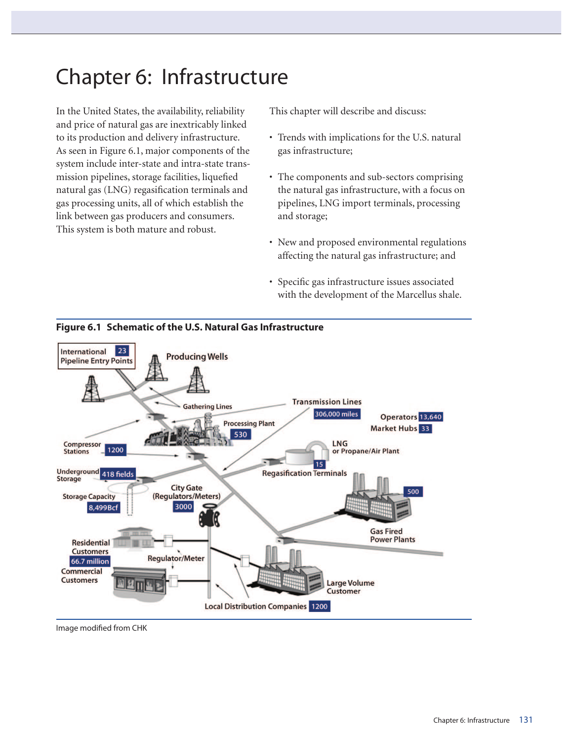# Chapter 6: Infrastructure

In the United States, the availability, reliability and price of natural gas are inextricably linked to its production and delivery infrastructure. As seen in Figure 6.1, major components of the system include inter-state and intra-state transmission pipelines, storage facilities, liquefied natural gas (LNG) regasification terminals and gas processing units, all of which establish the link between gas producers and consumers. This system is both mature and robust.

This chapter will describe and discuss:

- Trends with implications for the U.S. natural gas infrastructure;
- The components and sub-sectors comprising the natural gas infrastructure, with a focus on pipelines, LNG import terminals, processing and storage;
- New and proposed environmental regulations affecting the natural gas infrastructure; and
- Specific gas infrastructure issues associated with the development of the Marcellus shale.

**Figure 6.1 Schematic of the U.S. Natural Gas Infrastructure**

International Pipeline Entry Points 23
Producing Wells
Gathering Lines
Transmission Lines 306,000 miles
Operators 13,640
Market Hubs 33
Processing Plant 530
Compressor Stations 1200
LNG or Propane/Air Plant
Regasification Terminals 15
Underground Storage 418 fields
Storage Capacity 8,499Bcf
City Gate (Regulators/Meters) 3000
Gas Fired Power Plants 500
Residential Customers 66.7 million
Commercial Customers
Regulator/Meter
Large Volume Customer
Local Distribution Companies 1200

Image modified from CHK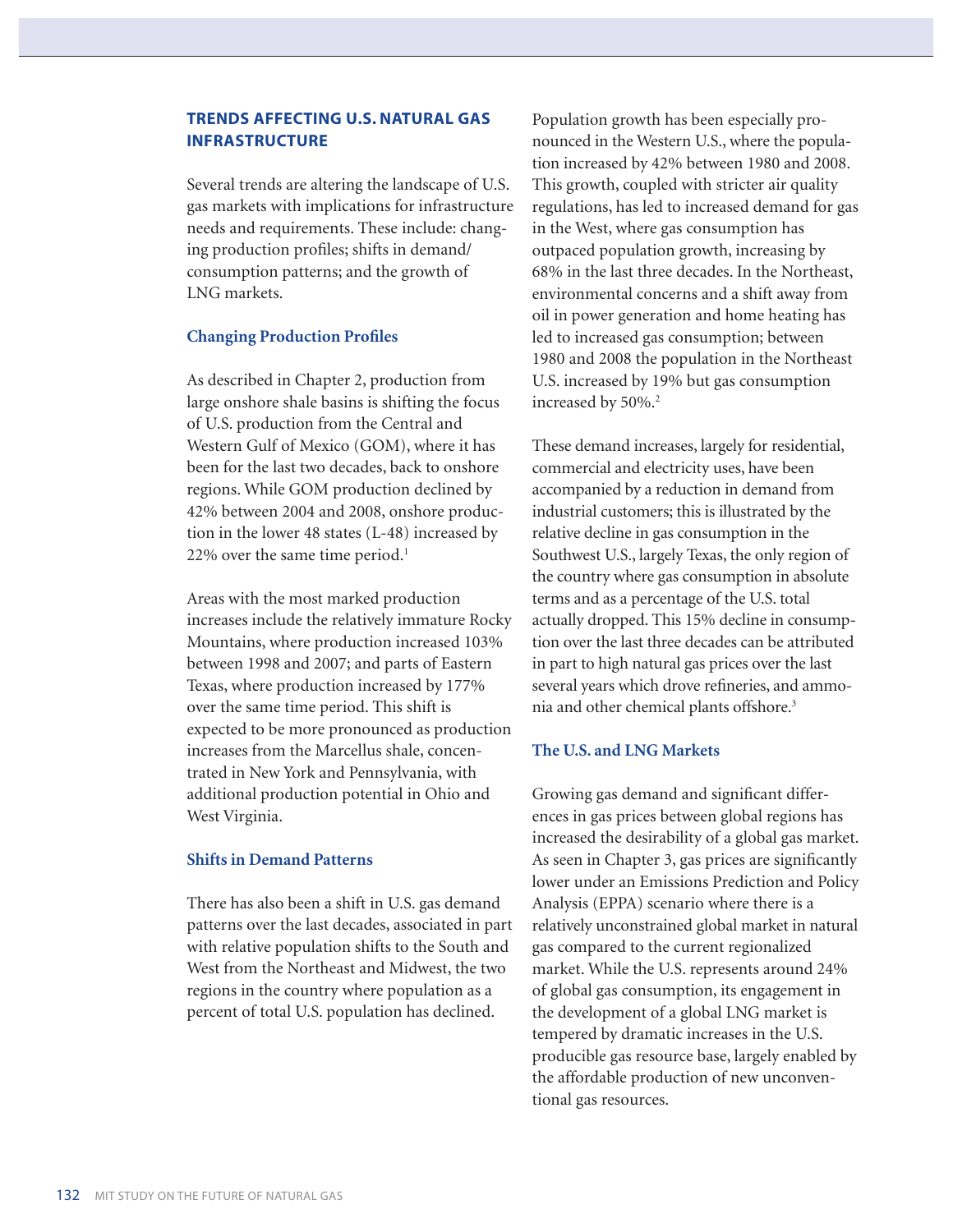## TRENDS AFFECTING U.S. NATURAL GAS INFRASTRUCTURE

Several trends are altering the landscape of U.S. gas markets with implications for infrastructure needs and requirements. These include: changing production profiles; shifts in demand/consumption patterns; and the growth of LNG markets.

### Changing Production Profiles

As described in Chapter 2, production from large onshore shale basins is shifting the focus of U.S. production from the Central and Western Gulf of Mexico (GOM), where it has been for the last two decades, back to onshore regions. While GOM production declined by 42% between 2004 and 2008, onshore production in the lower 48 states (L-48) increased by 22% over the same time period.[1]

Areas with the most marked production increases include the relatively immature Rocky Mountains, where production increased 103% between 1998 and 2007; and parts of Eastern Texas, where production increased by 177% over the same time period. This shift is expected to be more pronounced as production increases from the Marcellus shale, concentrated in New York and Pennsylvania, with additional production potential in Ohio and West Virginia.

### Shifts in Demand Patterns

There has also been a shift in U.S. gas demand patterns over the last decades, associated in part with relative population shifts to the South and West from the Northeast and Midwest, the two regions in the country where population as a percent of total U.S. population has declined.

Population growth has been especially pronounced in the Western U.S., where the population increased by 42% between 1980 and 2008. This growth, coupled with stricter air quality regulations, has led to increased demand for gas in the West, where gas consumption has outpaced population growth, increasing by 68% in the last three decades. In the Northeast, environmental concerns and a shift away from oil in power generation and home heating has led to increased gas consumption; between 1980 and 2008 the population in the Northeast U.S. increased by 19% but gas consumption increased by 50%.[2]

These demand increases, largely for residential, commercial and electricity uses, have been accompanied by a reduction in demand from industrial customers; this is illustrated by the relative decline in gas consumption in the Southwest U.S., largely Texas, the only region of the country where gas consumption in absolute terms and as a percentage of the U.S. total actually dropped. This 15% decline in consumption over the last three decades can be attributed in part to high natural gas prices over the last several years which drove refineries, and ammonia and other chemical plants offshore.[3]

### The U.S. and LNG Markets

Growing gas demand and significant differences in gas prices between global regions has increased the desirability of a global gas market. As seen in Chapter 3, gas prices are significantly lower under an Emissions Prediction and Policy Analysis (EPPA) scenario where there is a relatively unconstrained global market in natural gas compared to the current regionalized market. While the U.S. represents around 24% of global gas consumption, its engagement in the development of a global LNG market is tempered by dramatic increases in the U.S. producible gas resource base, largely enabled by the affordable production of new unconventional gas resources.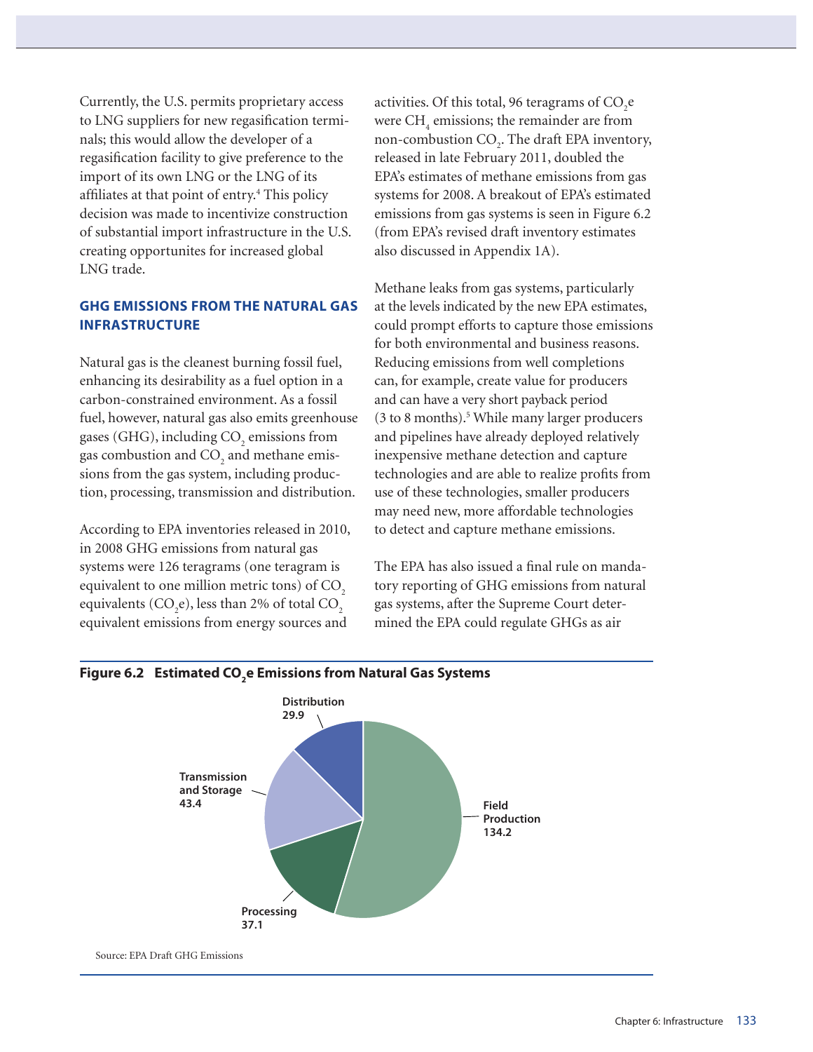Currently, the U.S. permits proprietary access to LNG suppliers for new regasification terminals; this would allow the developer of a regasification facility to give preference to the import of its own LNG or the LNG of its affiliates at that point of entry.[4] This policy decision was made to incentivize construction of substantial import infrastructure in the U.S. creating opportunites for increased global LNG trade.

## GHG EMISSIONS FROM THE NATURAL GAS INFRASTRUCTURE

Natural gas is the cleanest burning fossil fuel, enhancing its desirability as a fuel option in a carbon-constrained environment. As a fossil fuel, however, natural gas also emits greenhouse gases (GHG), including $CO_2$ emissions from gas combustion and $CO_2$ and methane emissions from the gas system, including production, processing, transmission and distribution.

According to EPA inventories released in 2010, in 2008 GHG emissions from natural gas systems were 126 teragrams (one teragram is equivalent to one million metric tons) of $CO_2$ equivalents ($CO_2$e), less than 2% of total $CO_2$ equivalent emissions from energy sources and activities. Of this total, 96 teragrams of $CO_2$e were $CH_4$ emissions; the remainder are from non-combustion $CO_2$. The draft EPA inventory, released in late February 2011, doubled the EPA's estimates of methane emissions from gas systems for 2008. A breakout of EPA's estimated emissions from gas systems is seen in Figure 6.2 (from EPA's revised draft inventory estimates also discussed in Appendix 1A).

Methane leaks from gas systems, particularly at the levels indicated by the new EPA estimates, could prompt efforts to capture those emissions for both environmental and business reasons. Reducing emissions from well completions can, for example, create value for producers and can have a very short payback period (3 to 8 months).[5] While many larger producers and pipelines have already deployed relatively inexpensive methane detection and capture technologies and are able to realize profits from use of these technologies, smaller producers may need new, more affordable technologies to detect and capture methane emissions.

The EPA has also issued a final rule on mandatory reporting of GHG emissions from natural gas systems, after the Supreme Court determined the EPA could regulate GHGs as air

**Figure 6.2 Estimated $CO_2$e Emissions from Natural Gas Systems**

Distribution
29.9

Transmission and Storage
43.4

Field Production
134.2

Processing
37.1

Source: EPA Draft GHG Emissions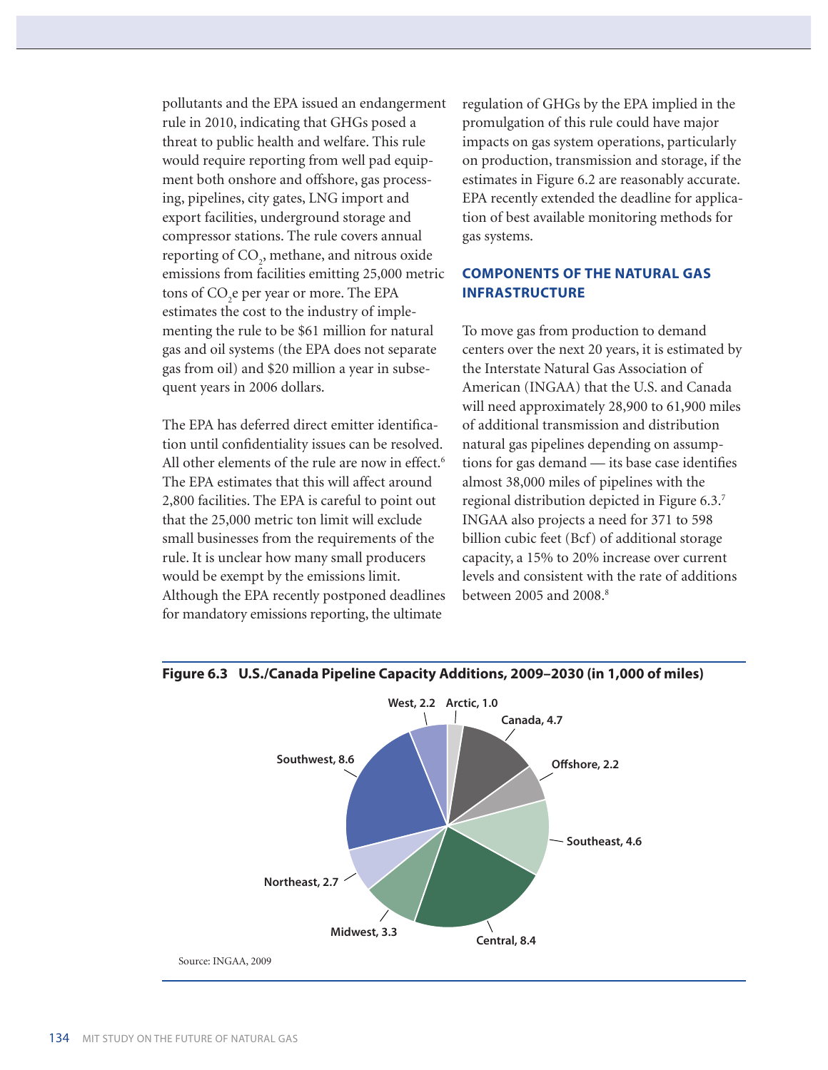pollutants and the EPA issued an endangerment rule in 2010, indicating that GHGs posed a threat to public health and welfare. This rule would require reporting from well pad equipment both onshore and offshore, gas processing, pipelines, city gates, LNG import and export facilities, underground storage and compressor stations. The rule covers annual reporting of $CO_2$, methane, and nitrous oxide emissions from facilities emitting 25,000 metric tons of $CO_2e$ per year or more. The EPA estimates the cost to the industry of implementing the rule to be $61 million for natural gas and oil systems (the EPA does not separate gas from oil) and $20 million a year in subsequent years in 2006 dollars.

The EPA has deferred direct emitter identification until confidentiality issues can be resolved. All other elements of the rule are now in effect.[6] The EPA estimates that this will affect around 2,800 facilities. The EPA is careful to point out that the 25,000 metric ton limit will exclude small businesses from the requirements of the rule. It is unclear how many small producers would be exempt by the emissions limit. Although the EPA recently postponed deadlines for mandatory emissions reporting, the ultimate regulation of GHGs by the EPA implied in the promulgation of this rule could have major impacts on gas system operations, particularly on production, transmission and storage, if the estimates in Figure 6.2 are reasonably accurate. EPA recently extended the deadline for application of best available monitoring methods for gas systems.

## COMPONENTS OF THE NATURAL GAS INFRASTRUCTURE

To move gas from production to demand centers over the next 20 years, it is estimated by the Interstate Natural Gas Association of American (INGAA) that the U.S. and Canada will need approximately 28,900 to 61,900 miles of additional transmission and distribution natural gas pipelines depending on assumptions for gas demand — its base case identifies almost 38,000 miles of pipelines with the regional distribution depicted in Figure 6.3.[7] INGAA also projects a need for 371 to 598 billion cubic feet (Bcf) of additional storage capacity, a 15% to 20% increase over current levels and consistent with the rate of additions between 2005 and 2008.[8]

**Figure 6.3 U.S./Canada Pipeline Capacity Additions, 2009–2030 (in 1,000 of miles)**

West, 2.2
Arctic, 1.0
Canada, 4.7
Offshore, 2.2
Southeast, 4.6
Central, 8.4
Midwest, 3.3
Northeast, 2.7
Southwest, 8.6

Source: INGAA, 2009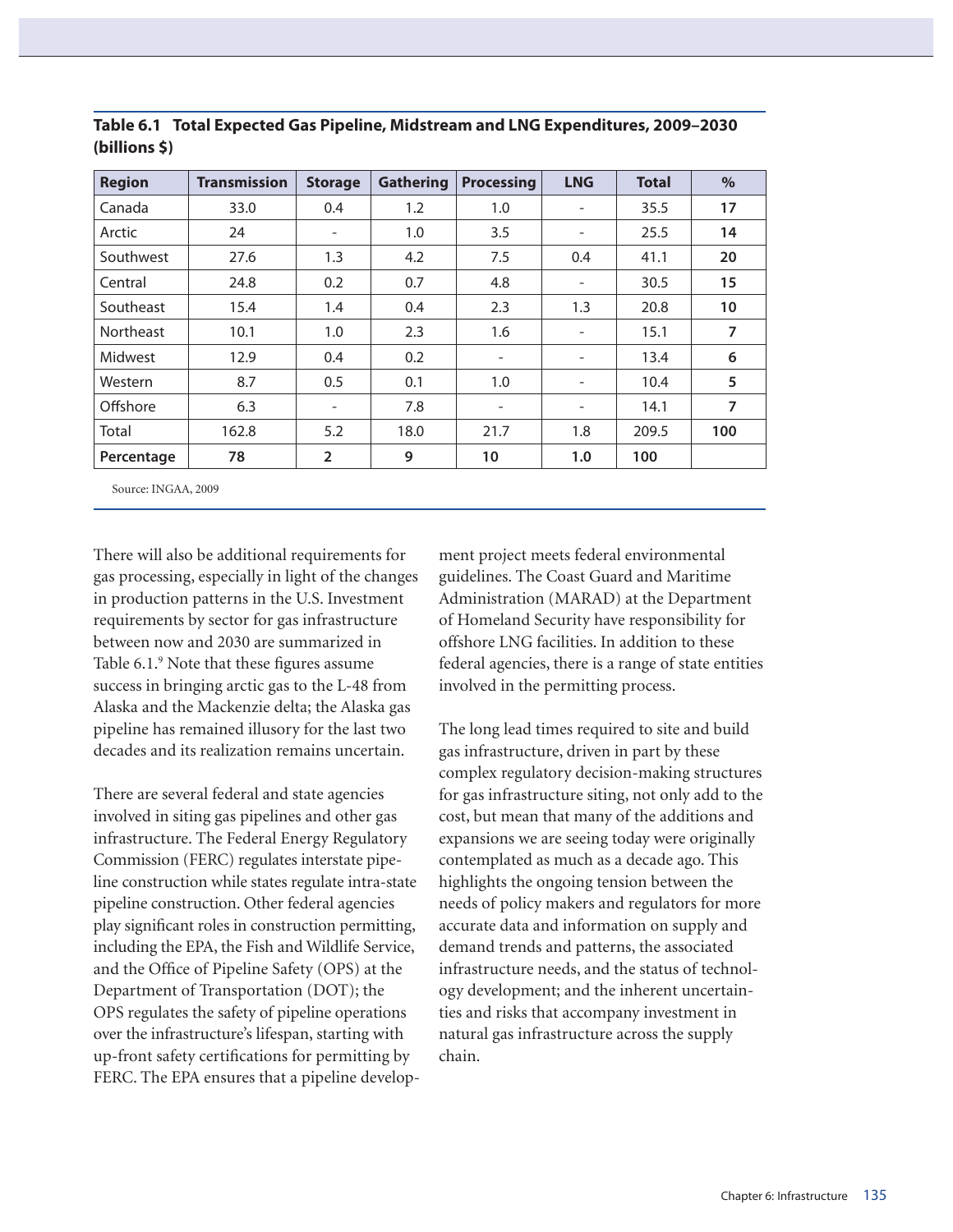**Table 6.1 Total Expected Gas Pipeline, Midstream and LNG Expenditures, 2009–2030 (billions $)**

| Region | Transmission | Storage | Gathering | Processing | LNG | Total | % |
|---|---|---|---|---|---|---|---|
| Canada | 33.0 | 0.4 | 1.2 | 1.0 | - | 35.5 | **17** |
| Arctic | 24 | - | 1.0 | 3.5 | - | 25.5 | **14** |
| Southwest | 27.6 | 1.3 | 4.2 | 7.5 | 0.4 | 41.1 | **20** |
| Central | 24.8 | 0.2 | 0.7 | 4.8 | - | 30.5 | **15** |
| Southeast | 15.4 | 1.4 | 0.4 | 2.3 | 1.3 | 20.8 | **10** |
| Northeast | 10.1 | 1.0 | 2.3 | 1.6 | - | 15.1 | **7** |
| Midwest | 12.9 | 0.4 | 0.2 | - | - | 13.4 | **6** |
| Western | 8.7 | 0.5 | 0.1 | 1.0 | - | 10.4 | **5** |
| Offshore | 6.3 | - | 7.8 | - | - | 14.1 | **7** |
| Total | 162.8 | 5.2 | 18.0 | 21.7 | 1.8 | 209.5 | **100** |
| **Percentage** | **78** | **2** | **9** | **10** | **1.0** | **100** | |

Source: INGAA, 2009

There will also be additional requirements for gas processing, especially in light of the changes in production patterns in the U.S. Investment requirements by sector for gas infrastructure between now and 2030 are summarized in Table 6.1.[9] Note that these figures assume success in bringing arctic gas to the L-48 from Alaska and the Mackenzie delta; the Alaska gas pipeline has remained illusory for the last two decades and its realization remains uncertain.

There are several federal and state agencies involved in siting gas pipelines and other gas infrastructure. The Federal Energy Regulatory Commission (FERC) regulates interstate pipeline construction while states regulate intra-state pipeline construction. Other federal agencies play significant roles in construction permitting, including the EPA, the Fish and Wildlife Service, and the Office of Pipeline Safety (OPS) at the Department of Transportation (DOT); the OPS regulates the safety of pipeline operations over the infrastructure's lifespan, starting with up-front safety certifications for permitting by FERC. The EPA ensures that a pipeline development project meets federal environmental guidelines. The Coast Guard and Maritime Administration (MARAD) at the Department of Homeland Security have responsibility for offshore LNG facilities. In addition to these federal agencies, there is a range of state entities involved in the permitting process.

The long lead times required to site and build gas infrastructure, driven in part by these complex regulatory decision-making structures for gas infrastructure siting, not only add to the cost, but mean that many of the additions and expansions we are seeing today were originally contemplated as much as a decade ago. This highlights the ongoing tension between the needs of policy makers and regulators for more accurate data and information on supply and demand trends and patterns, the associated infrastructure needs, and the status of technology development; and the inherent uncertainties and risks that accompany investment in natural gas infrastructure across the supply chain.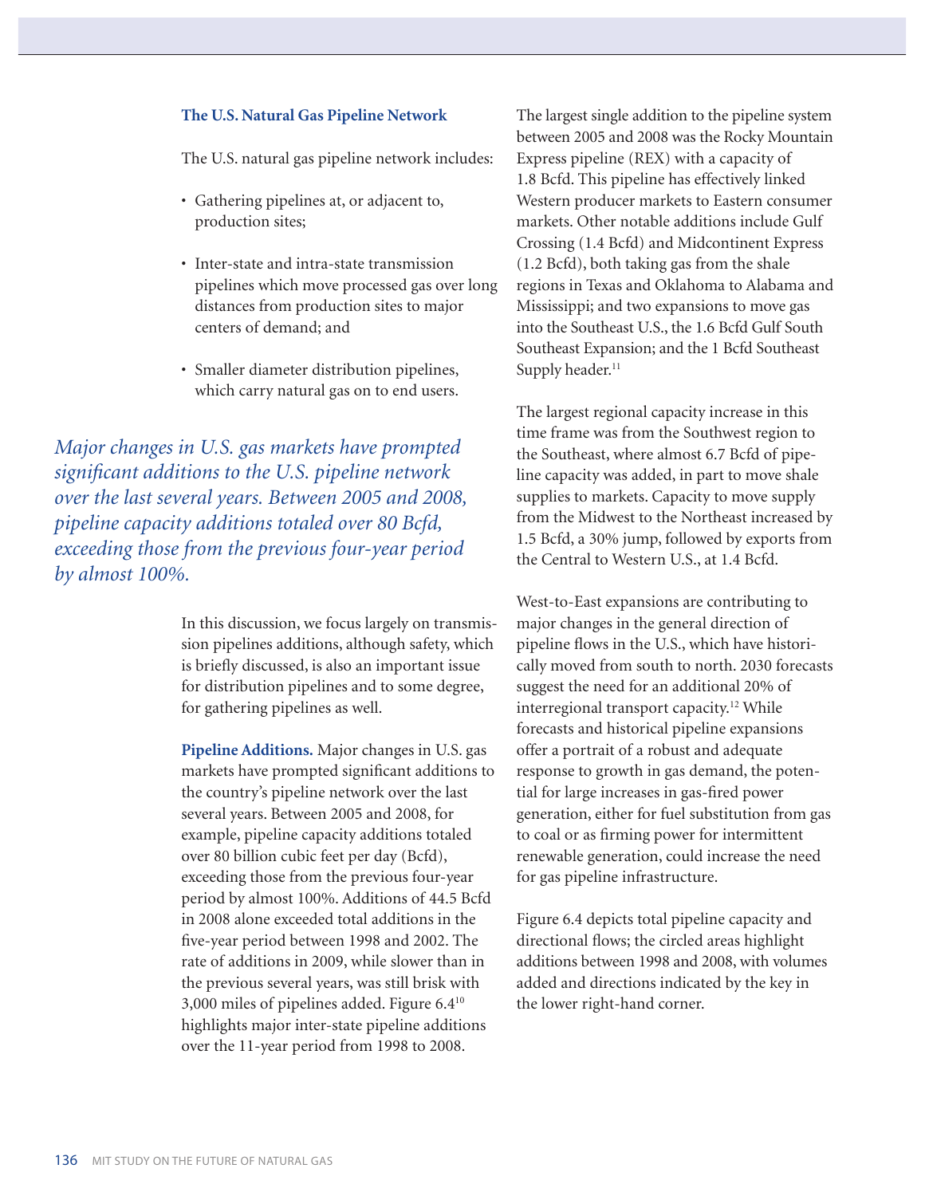### The U.S. Natural Gas Pipeline Network

The U.S. natural gas pipeline network includes:

- Gathering pipelines at, or adjacent to, production sites;
- Inter-state and intra-state transmission pipelines which move processed gas over long distances from production sites to major centers of demand; and
- Smaller diameter distribution pipelines, which carry natural gas on to end users.

*Major changes in U.S. gas markets have prompted significant additions to the U.S. pipeline network over the last several years. Between 2005 and 2008, pipeline capacity additions totaled over 80 Bcfd, exceeding those from the previous four-year period by almost 100%.*

In this discussion, we focus largely on transmission pipelines additions, although safety, which is briefly discussed, is also an important issue for distribution pipelines and to some degree, for gathering pipelines as well.

**Pipeline Additions.** Major changes in U.S. gas markets have prompted significant additions to the country's pipeline network over the last several years. Between 2005 and 2008, for example, pipeline capacity additions totaled over 80 billion cubic feet per day (Bcfd), exceeding those from the previous four-year period by almost 100%. Additions of 44.5 Bcfd in 2008 alone exceeded total additions in the five-year period between 1998 and 2002. The rate of additions in 2009, while slower than in the previous several years, was still brisk with 3,000 miles of pipelines added. Figure 6.4[10] highlights major inter-state pipeline additions over the 11-year period from 1998 to 2008.

The largest single addition to the pipeline system between 2005 and 2008 was the Rocky Mountain Express pipeline (REX) with a capacity of 1.8 Bcfd. This pipeline has effectively linked Western producer markets to Eastern consumer markets. Other notable additions include Gulf Crossing (1.4 Bcfd) and Midcontinent Express (1.2 Bcfd), both taking gas from the shale regions in Texas and Oklahoma to Alabama and Mississippi; and two expansions to move gas into the Southeast U.S., the 1.6 Bcfd Gulf South Southeast Expansion; and the 1 Bcfd Southeast Supply header.[11]

The largest regional capacity increase in this time frame was from the Southwest region to the Southeast, where almost 6.7 Bcfd of pipeline capacity was added, in part to move shale supplies to markets. Capacity to move supply from the Midwest to the Northeast increased by 1.5 Bcfd, a 30% jump, followed by exports from the Central to Western U.S., at 1.4 Bcfd.

West-to-East expansions are contributing to major changes in the general direction of pipeline flows in the U.S., which have historically moved from south to north. 2030 forecasts suggest the need for an additional 20% of interregional transport capacity.[12] While forecasts and historical pipeline expansions offer a portrait of a robust and adequate response to growth in gas demand, the potential for large increases in gas-fired power generation, either for fuel substitution from gas to coal or as firming power for intermittent renewable generation, could increase the need for gas pipeline infrastructure.

Figure 6.4 depicts total pipeline capacity and directional flows; the circled areas highlight additions between 1998 and 2008, with volumes added and directions indicated by the key in the lower right-hand corner.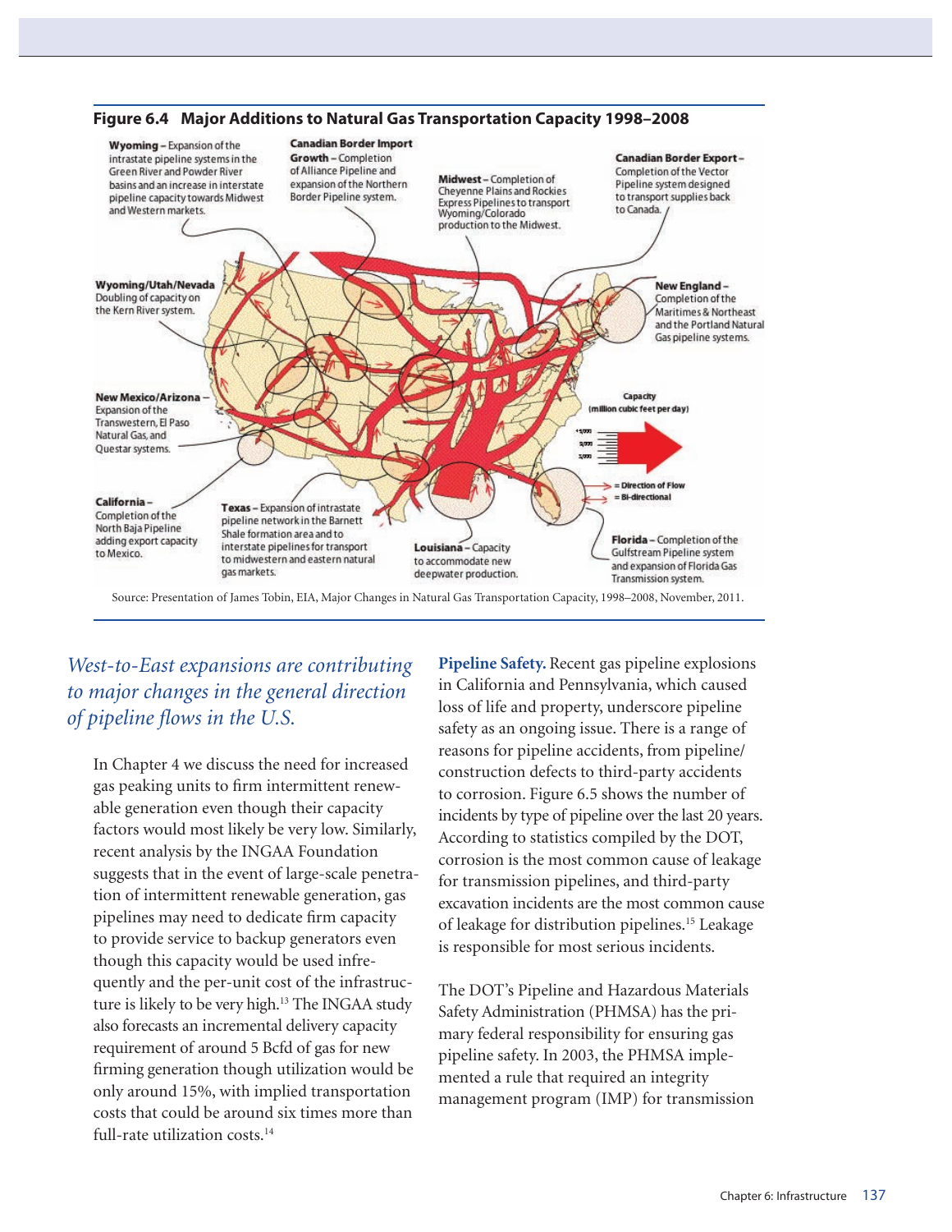**Figure 6.4 Major Additions to Natural Gas Transportation Capacity 1998–2008**

**Wyoming** – Expansion of the intrastate pipeline systems in the Green River and Powder River basins and an increase in interstate pipeline capacity towards Midwest and Western markets.

**Canadian Border Import Growth** – Completion of Alliance Pipeline and expansion of the Northern Border Pipeline system.

**Midwest** – Completion of Cheyenne Plains and Rockies Express Pipelines to transport Wyoming/Colorado production to the Midwest.

**Canadian Border Export** – Completion of the Vector Pipeline system designed to transport supplies back to Canada.

**Wyoming/Utah/Nevada** Doubling of capacity on the Kern River system.

**New England** – Completion of the Maritimes & Northeast and the Portland Natural Gas pipeline systems.

**New Mexico/Arizona** – Expansion of the Transwestern, El Paso Natural Gas, and Questar systems.

Capacity (million cubic feet per day)

+1,000
2,000
3,000

= Direction of Flow
= Bi-directional

**California** – Completion of the North Baja Pipeline adding export capacity to Mexico.

**Texas** – Expansion of intrastate pipeline network in the Barnett Shale formation area and to interstate pipelines for transport to midwestern and eastern natural gas markets.

**Louisiana** – Capacity to accommodate new deepwater production.

**Florida** – Completion of the Gulfstream Pipeline system and expansion of Florida Gas Transmission system.

Source: Presentation of James Tobin, EIA, Major Changes in Natural Gas Transportation Capacity, 1998–2008, November, 2011.

*West-to-East expansions are contributing to major changes in the general direction of pipeline flows in the U.S.*

In Chapter 4 we discuss the need for increased gas peaking units to firm intermittent renewable generation even though their capacity factors would most likely be very low. Similarly, recent analysis by the INGAA Foundation suggests that in the event of large-scale penetration of intermittent renewable generation, gas pipelines may need to dedicate firm capacity to provide service to backup generators even though this capacity would be used infrequently and the per-unit cost of the infrastructure is likely to be very high.[13] The INGAA study also forecasts an incremental delivery capacity requirement of around 5 Bcfd of gas for new firming generation though utilization would be only around 15%, with implied transportation costs that could be around six times more than full-rate utilization costs.[14]

**Pipeline Safety.** Recent gas pipeline explosions in California and Pennsylvania, which caused loss of life and property, underscore pipeline safety as an ongoing issue. There is a range of reasons for pipeline accidents, from pipeline/construction defects to third-party accidents to corrosion. Figure 6.5 shows the number of incidents by type of pipeline over the last 20 years. According to statistics compiled by the DOT, corrosion is the most common cause of leakage for transmission pipelines, and third-party excavation incidents are the most common cause of leakage for distribution pipelines.[15] Leakage is responsible for most serious incidents.

The DOT's Pipeline and Hazardous Materials Safety Administration (PHMSA) has the primary federal responsibility for ensuring gas pipeline safety. In 2003, the PHMSA implemented a rule that required an integrity management program (IMP) for transmission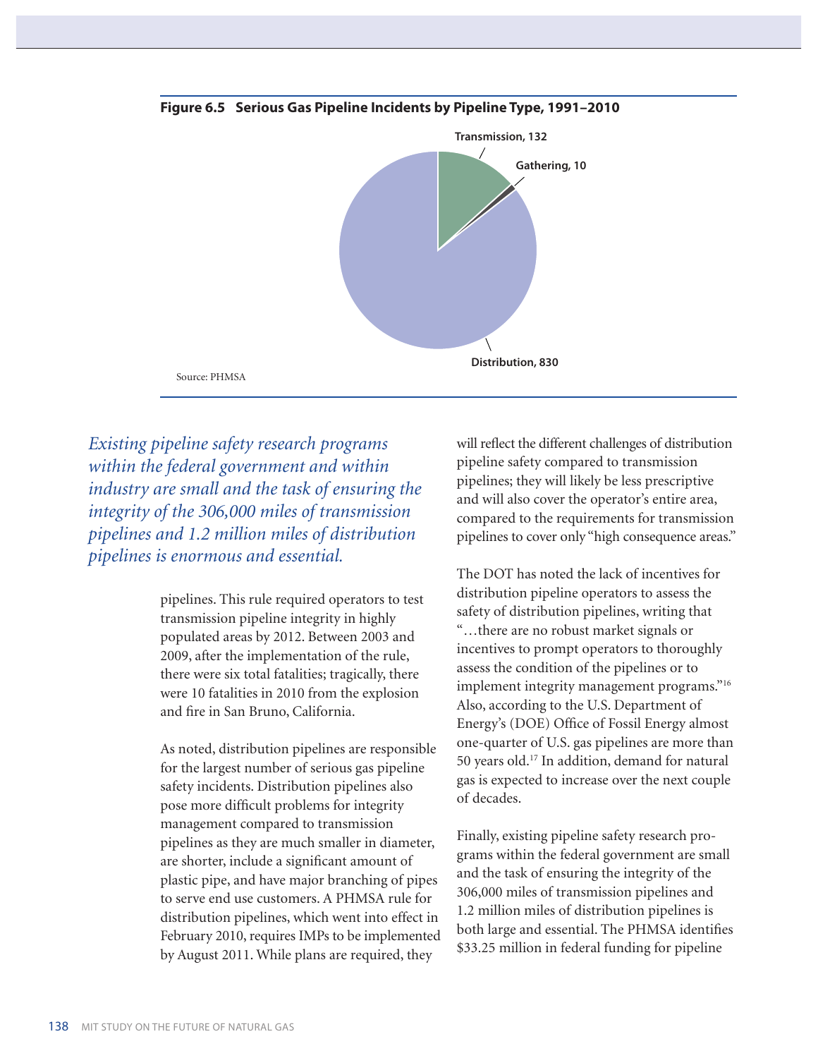**Figure 6.5 Serious Gas Pipeline Incidents by Pipeline Type, 1991–2010**

Transmission, 132

Gathering, 10

Distribution, 830

Source: PHMSA

*Existing pipeline safety research programs within the federal government and within industry are small and the task of ensuring the integrity of the 306,000 miles of transmission pipelines and 1.2 million miles of distribution pipelines is enormous and essential.*

pipelines. This rule required operators to test transmission pipeline integrity in highly populated areas by 2012. Between 2003 and 2009, after the implementation of the rule, there were six total fatalities; tragically, there were 10 fatalities in 2010 from the explosion and fire in San Bruno, California.

As noted, distribution pipelines are responsible for the largest number of serious gas pipeline safety incidents. Distribution pipelines also pose more difficult problems for integrity management compared to transmission pipelines as they are much smaller in diameter, are shorter, include a significant amount of plastic pipe, and have major branching of pipes to serve end use customers. A PHMSA rule for distribution pipelines, which went into effect in February 2010, requires IMPs to be implemented by August 2011. While plans are required, they will reflect the different challenges of distribution pipeline safety compared to transmission pipelines; they will likely be less prescriptive and will also cover the operator's entire area, compared to the requirements for transmission pipelines to cover only "high consequence areas."

The DOT has noted the lack of incentives for distribution pipeline operators to assess the safety of distribution pipelines, writing that "…there are no robust market signals or incentives to prompt operators to thoroughly assess the condition of the pipelines or to implement integrity management programs."[16] Also, according to the U.S. Department of Energy's (DOE) Office of Fossil Energy almost one-quarter of U.S. gas pipelines are more than 50 years old.[17] In addition, demand for natural gas is expected to increase over the next couple of decades.

Finally, existing pipeline safety research programs within the federal government are small and the task of ensuring the integrity of the 306,000 miles of transmission pipelines and 1.2 million miles of distribution pipelines is both large and essential. The PHMSA identifies $33.25 million in federal funding for pipeline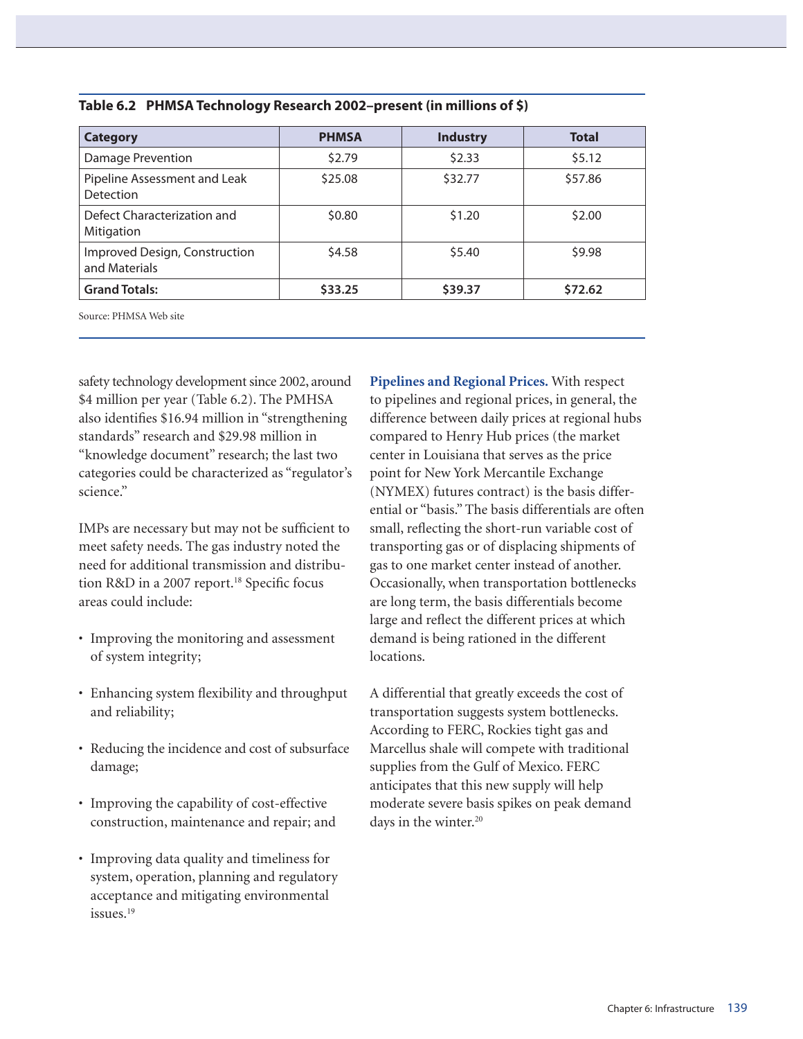**Table 6.2 PHMSA Technology Research 2002–present (in millions of $)**

| Category | PHMSA | Industry | Total |
|---|---|---|---|
| Damage Prevention | $2.79 | $2.33 | $5.12 |
| Pipeline Assessment and Leak Detection | $25.08 | $32.77 | $57.86 |
| Defect Characterization and Mitigation | $0.80 | $1.20 | $2.00 |
| Improved Design, Construction and Materials | $4.58 | $5.40 | $9.98 |
| **Grand Totals:** | **$33.25** | **$39.37** | **$72.62** |

Source: PHMSA Web site

safety technology development since 2002, around $4 million per year (Table 6.2). The PMHSA also identifies $16.94 million in "strengthening standards" research and $29.98 million in "knowledge document" research; the last two categories could be characterized as "regulator's science."

IMPs are necessary but may not be sufficient to meet safety needs. The gas industry noted the need for additional transmission and distribution R&D in a 2007 report.[18] Specific focus areas could include:

- Improving the monitoring and assessment of system integrity;
- Enhancing system flexibility and throughput and reliability;
- Reducing the incidence and cost of subsurface damage;
- Improving the capability of cost-effective construction, maintenance and repair; and
- Improving data quality and timeliness for system, operation, planning and regulatory acceptance and mitigating environmental issues.[19]

**Pipelines and Regional Prices.** With respect to pipelines and regional prices, in general, the difference between daily prices at regional hubs compared to Henry Hub prices (the market center in Louisiana that serves as the price point for New York Mercantile Exchange (NYMEX) futures contract) is the basis differential or "basis." The basis differentials are often small, reflecting the short-run variable cost of transporting gas or of displacing shipments of gas to one market center instead of another. Occasionally, when transportation bottlenecks are long term, the basis differentials become large and reflect the different prices at which demand is being rationed in the different locations.

A differential that greatly exceeds the cost of transportation suggests system bottlenecks. According to FERC, Rockies tight gas and Marcellus shale will compete with traditional supplies from the Gulf of Mexico. FERC anticipates that this new supply will help moderate severe basis spikes on peak demand days in the winter.[20]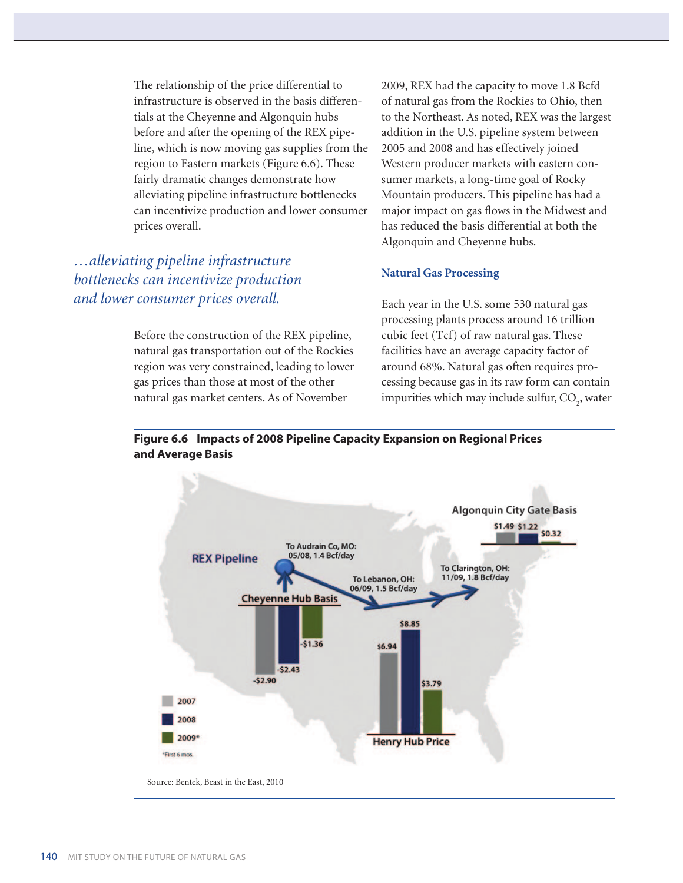The relationship of the price differential to infrastructure is observed in the basis differentials at the Cheyenne and Algonquin hubs before and after the opening of the REX pipeline, which is now moving gas supplies from the region to Eastern markets (Figure 6.6). These fairly dramatic changes demonstrate how alleviating pipeline infrastructure bottlenecks can incentivize production and lower consumer prices overall.

*…alleviating pipeline infrastructure bottlenecks can incentivize production and lower consumer prices overall.*

Before the construction of the REX pipeline, natural gas transportation out of the Rockies region was very constrained, leading to lower gas prices than those at most of the other natural gas market centers. As of November 2009, REX had the capacity to move 1.8 Bcfd of natural gas from the Rockies to Ohio, then to the Northeast. As noted, REX was the largest addition in the U.S. pipeline system between 2005 and 2008 and has effectively joined Western producer markets with eastern consumer markets, a long-time goal of Rocky Mountain producers. This pipeline has had a major impact on gas flows in the Midwest and has reduced the basis differential at both the Algonquin and Cheyenne hubs.

### Natural Gas Processing

Each year in the U.S. some 530 natural gas processing plants process around 16 trillion cubic feet (Tcf) of raw natural gas. These facilities have an average capacity factor of around 68%. Natural gas often requires processing because gas in its raw form can contain impurities which may include sulfur, $CO_2$, water

**Figure 6.6 Impacts of 2008 Pipeline Capacity Expansion on Regional Prices and Average Basis**

REX Pipeline

To Audrain Co, MO: 05/08, 1.4 Bcf/day

To Lebanon, OH: 06/09, 1.5 Bcf/day

To Clarington, OH: 11/09, 1.8 Bcf/day

Algonquin City Gate Basis

$1.49 $1.22 $0.32

Cheyenne Hub Basis

-$2.90 -$2.43 -$1.36

Henry Hub Price

$6.94 $8.85 $3.79

2007

2008

2009*

*First 6 mos.

Source: Bentek, Beast in the East, 2010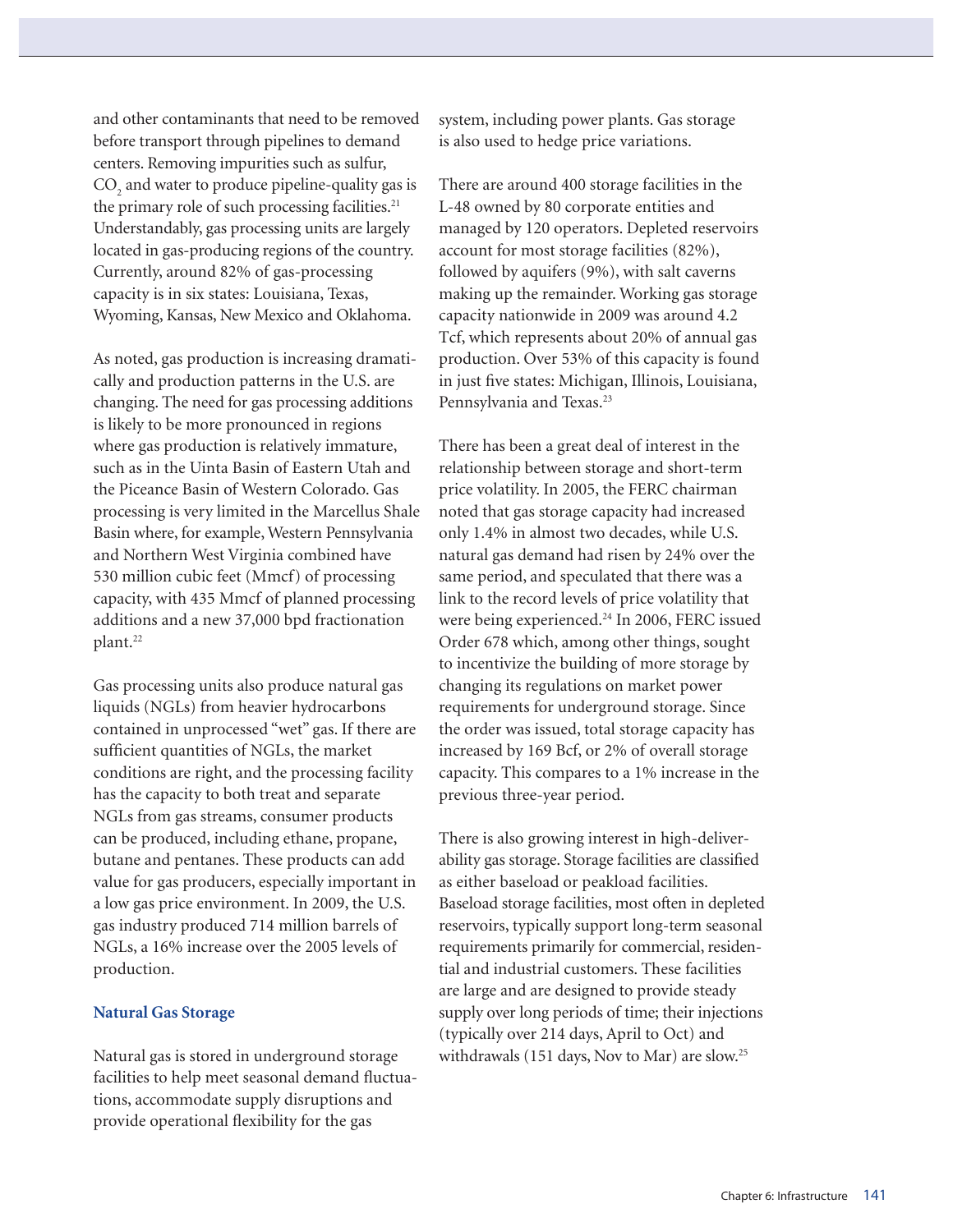and other contaminants that need to be removed before transport through pipelines to demand centers. Removing impurities such as sulfur, $CO_2$ and water to produce pipeline-quality gas is the primary role of such processing facilities.[21] Understandably, gas processing units are largely located in gas-producing regions of the country. Currently, around 82% of gas-processing capacity is in six states: Louisiana, Texas, Wyoming, Kansas, New Mexico and Oklahoma.

As noted, gas production is increasing dramatically and production patterns in the U.S. are changing. The need for gas processing additions is likely to be more pronounced in regions where gas production is relatively immature, such as in the Uinta Basin of Eastern Utah and the Piceance Basin of Western Colorado. Gas processing is very limited in the Marcellus Shale Basin where, for example, Western Pennsylvania and Northern West Virginia combined have 530 million cubic feet (Mmcf) of processing capacity, with 435 Mmcf of planned processing additions and a new 37,000 bpd fractionation plant.[22]

Gas processing units also produce natural gas liquids (NGLs) from heavier hydrocarbons contained in unprocessed "wet" gas. If there are sufficient quantities of NGLs, the market conditions are right, and the processing facility has the capacity to both treat and separate NGLs from gas streams, consumer products can be produced, including ethane, propane, butane and pentanes. These products can add value for gas producers, especially important in a low gas price environment. In 2009, the U.S. gas industry produced 714 million barrels of NGLs, a 16% increase over the 2005 levels of production.

### Natural Gas Storage

Natural gas is stored in underground storage facilities to help meet seasonal demand fluctuations, accommodate supply disruptions and provide operational flexibility for the gas system, including power plants. Gas storage is also used to hedge price variations.

There are around 400 storage facilities in the L-48 owned by 80 corporate entities and managed by 120 operators. Depleted reservoirs account for most storage facilities (82%), followed by aquifers (9%), with salt caverns making up the remainder. Working gas storage capacity nationwide in 2009 was around 4.2 Tcf, which represents about 20% of annual gas production. Over 53% of this capacity is found in just five states: Michigan, Illinois, Louisiana, Pennsylvania and Texas.[23]

There has been a great deal of interest in the relationship between storage and short-term price volatility. In 2005, the FERC chairman noted that gas storage capacity had increased only 1.4% in almost two decades, while U.S. natural gas demand had risen by 24% over the same period, and speculated that there was a link to the record levels of price volatility that were being experienced.[24] In 2006, FERC issued Order 678 which, among other things, sought to incentivize the building of more storage by changing its regulations on market power requirements for underground storage. Since the order was issued, total storage capacity has increased by 169 Bcf, or 2% of overall storage capacity. This compares to a 1% increase in the previous three-year period.

There is also growing interest in high-deliverability gas storage. Storage facilities are classified as either baseload or peakload facilities. Baseload storage facilities, most often in depleted reservoirs, typically support long-term seasonal requirements primarily for commercial, residential and industrial customers. These facilities are large and are designed to provide steady supply over long periods of time; their injections (typically over 214 days, April to Oct) and withdrawals (151 days, Nov to Mar) are slow.[25]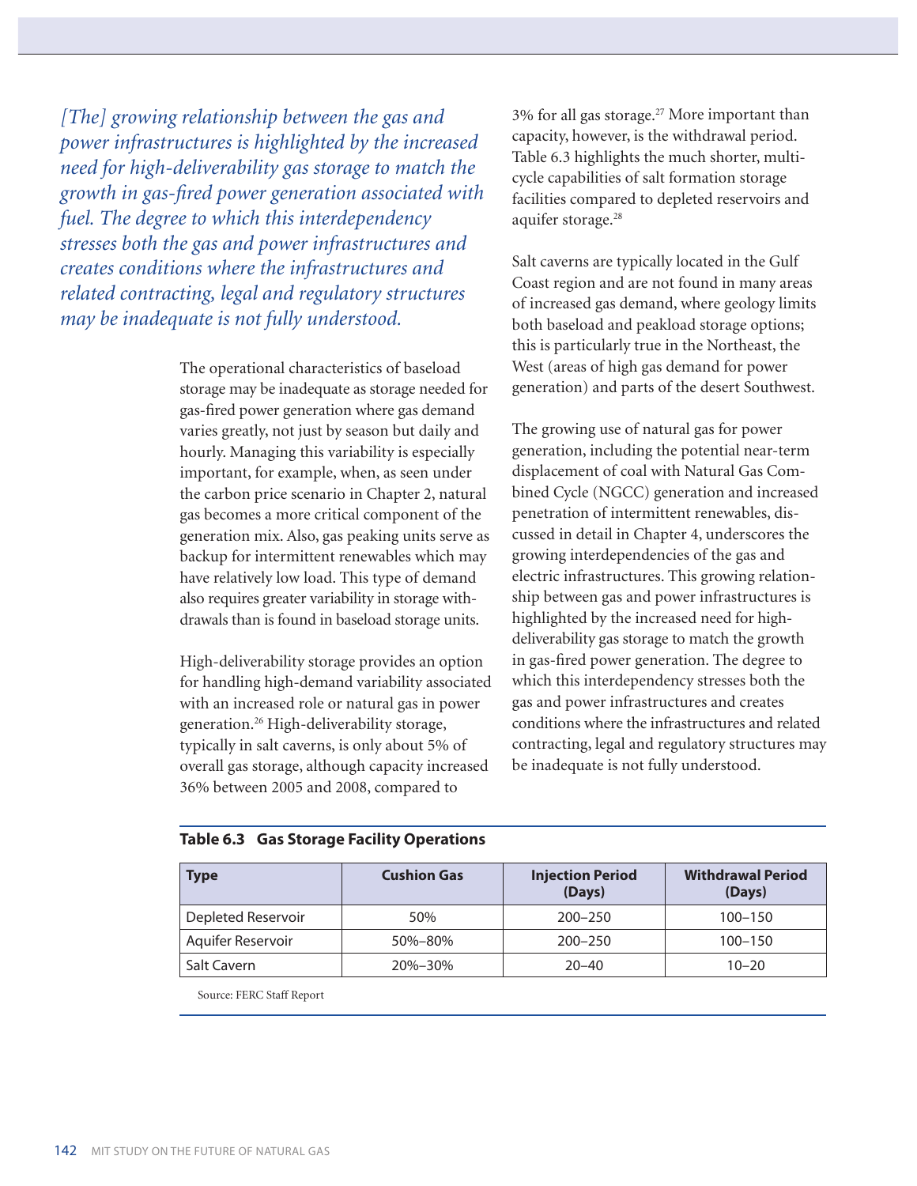*[The] growing relationship between the gas and power infrastructures is highlighted by the increased need for high-deliverability gas storage to match the growth in gas-fired power generation associated with fuel. The degree to which this interdependency stresses both the gas and power infrastructures and creates conditions where the infrastructures and related contracting, legal and regulatory structures may be inadequate is not fully understood.*

The operational characteristics of baseload storage may be inadequate as storage needed for gas-fired power generation where gas demand varies greatly, not just by season but daily and hourly. Managing this variability is especially important, for example, when, as seen under the carbon price scenario in Chapter 2, natural gas becomes a more critical component of the generation mix. Also, gas peaking units serve as backup for intermittent renewables which may have relatively low load. This type of demand also requires greater variability in storage withdrawals than is found in baseload storage units.

High-deliverability storage provides an option for handling high-demand variability associated with an increased role or natural gas in power generation.[26] High-deliverability storage, typically in salt caverns, is only about 5% of overall gas storage, although capacity increased 36% between 2005 and 2008, compared to 3% for all gas storage.[27] More important than capacity, however, is the withdrawal period. Table 6.3 highlights the much shorter, multi-cycle capabilities of salt formation storage facilities compared to depleted reservoirs and aquifer storage.[28]

Salt caverns are typically located in the Gulf Coast region and are not found in many areas of increased gas demand, where geology limits both baseload and peakload storage options; this is particularly true in the Northeast, the West (areas of high gas demand for power generation) and parts of the desert Southwest.

The growing use of natural gas for power generation, including the potential near-term displacement of coal with Natural Gas Combined Cycle (NGCC) generation and increased penetration of intermittent renewables, discussed in detail in Chapter 4, underscores the growing interdependencies of the gas and electric infrastructures. This growing relationship between gas and power infrastructures is highlighted by the increased need for high-deliverability gas storage to match the growth in gas-fired power generation. The degree to which this interdependency stresses both the gas and power infrastructures and creates conditions where the infrastructures and related contracting, legal and regulatory structures may be inadequate is not fully understood.

**Table 6.3 Gas Storage Facility Operations**

| Type | Cushion Gas | Injection Period (Days) | Withdrawal Period (Days) |
|---|---|---|---|
| Depleted Reservoir | 50% | 200–250 | 100–150 |
| Aquifer Reservoir | 50%–80% | 200–250 | 100–150 |
| Salt Cavern | 20%–30% | 20–40 | 10–20 |

Source: FERC Staff Report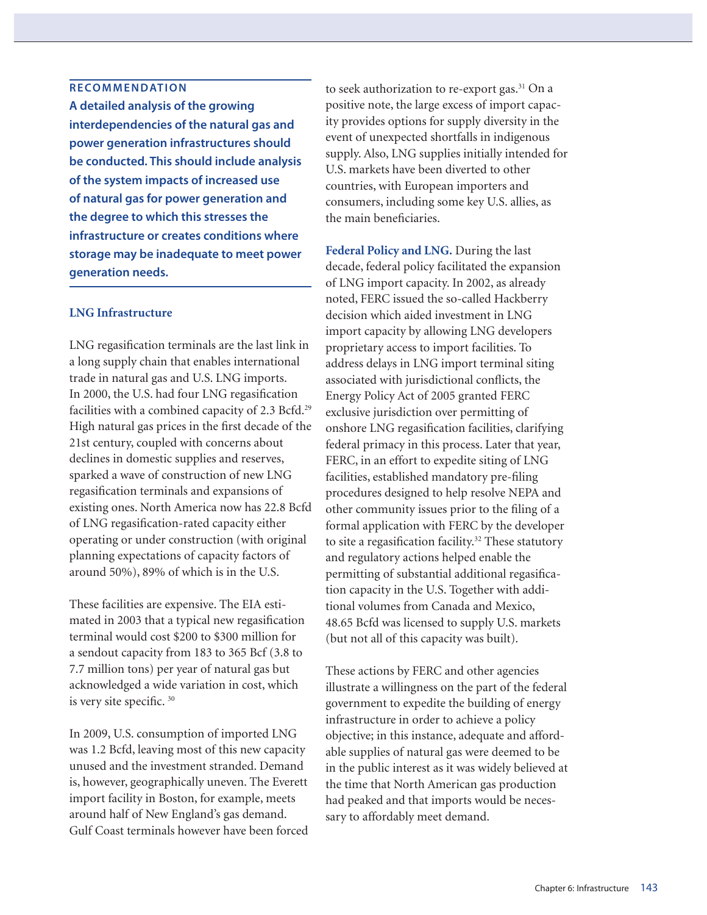**RECOMMENDATION**

**A detailed analysis of the growing interdependencies of the natural gas and power generation infrastructures should be conducted. This should include analysis of the system impacts of increased use of natural gas for power generation and the degree to which this stresses the infrastructure or creates conditions where storage may be inadequate to meet power generation needs.**

### LNG Infrastructure

LNG regasification terminals are the last link in a long supply chain that enables international trade in natural gas and U.S. LNG imports. In 2000, the U.S. had four LNG regasification facilities with a combined capacity of 2.3 Bcfd.[29] High natural gas prices in the first decade of the 21st century, coupled with concerns about declines in domestic supplies and reserves, sparked a wave of construction of new LNG regasification terminals and expansions of existing ones. North America now has 22.8 Bcfd of LNG regasification-rated capacity either operating or under construction (with original planning expectations of capacity factors of around 50%), 89% of which is in the U.S.

These facilities are expensive. The EIA estimated in 2003 that a typical new regasification terminal would cost $200 to $300 million for a sendout capacity from 183 to 365 Bcf (3.8 to 7.7 million tons) per year of natural gas but acknowledged a wide variation in cost, which is very site specific. [30]

In 2009, U.S. consumption of imported LNG was 1.2 Bcfd, leaving most of this new capacity unused and the investment stranded. Demand is, however, geographically uneven. The Everett import facility in Boston, for example, meets around half of New England's gas demand. Gulf Coast terminals however have been forced to seek authorization to re-export gas.[31] On a positive note, the large excess of import capacity provides options for supply diversity in the event of unexpected shortfalls in indigenous supply. Also, LNG supplies initially intended for U.S. markets have been diverted to other countries, with European importers and consumers, including some key U.S. allies, as the main beneficiaries.

**Federal Policy and LNG.** During the last decade, federal policy facilitated the expansion of LNG import capacity. In 2002, as already noted, FERC issued the so-called Hackberry decision which aided investment in LNG import capacity by allowing LNG developers proprietary access to import facilities. To address delays in LNG import terminal siting associated with jurisdictional conflicts, the Energy Policy Act of 2005 granted FERC exclusive jurisdiction over permitting of onshore LNG regasification facilities, clarifying federal primacy in this process. Later that year, FERC, in an effort to expedite siting of LNG facilities, established mandatory pre-filing procedures designed to help resolve NEPA and other community issues prior to the filing of a formal application with FERC by the developer to site a regasification facility.[32] These statutory and regulatory actions helped enable the permitting of substantial additional regasification capacity in the U.S. Together with additional volumes from Canada and Mexico, 48.65 Bcfd was licensed to supply U.S. markets (but not all of this capacity was built).

These actions by FERC and other agencies illustrate a willingness on the part of the federal government to expedite the building of energy infrastructure in order to achieve a policy objective; in this instance, adequate and affordable supplies of natural gas were deemed to be in the public interest as it was widely believed at the time that North American gas production had peaked and that imports would be necessary to affordably meet demand.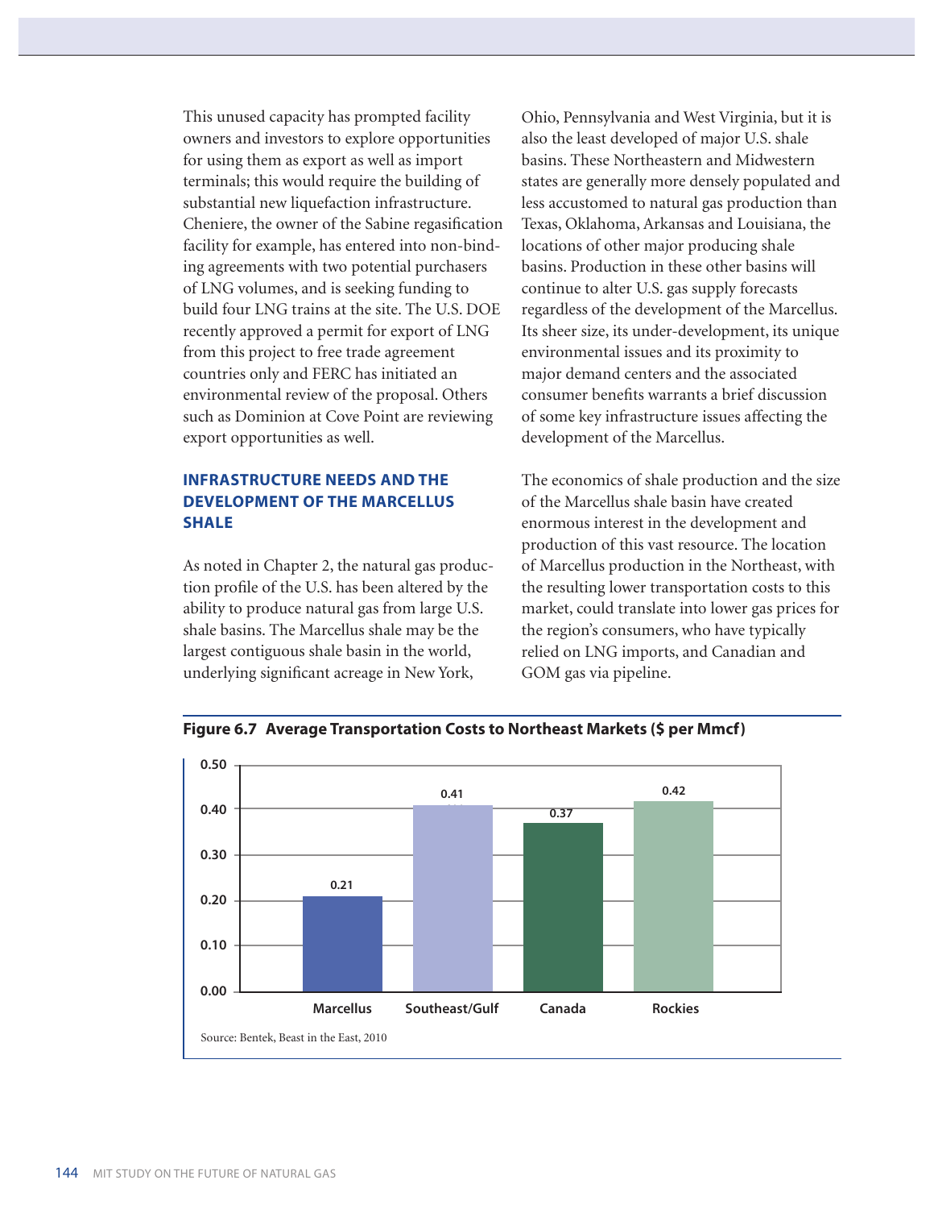This unused capacity has prompted facility owners and investors to explore opportunities for using them as export as well as import terminals; this would require the building of substantial new liquefaction infrastructure. Cheniere, the owner of the Sabine regasification facility for example, has entered into non-binding agreements with two potential purchasers of LNG volumes, and is seeking funding to build four LNG trains at the site. The U.S. DOE recently approved a permit for export of LNG from this project to free trade agreement countries only and FERC has initiated an environmental review of the proposal. Others such as Dominion at Cove Point are reviewing export opportunities as well.

## INFRASTRUCTURE NEEDS AND THE DEVELOPMENT OF THE MARCELLUS SHALE

As noted in Chapter 2, the natural gas production profile of the U.S. has been altered by the ability to produce natural gas from large U.S. shale basins. The Marcellus shale may be the largest contiguous shale basin in the world, underlying significant acreage in New York, Ohio, Pennsylvania and West Virginia, but it is also the least developed of major U.S. shale basins. These Northeastern and Midwestern states are generally more densely populated and less accustomed to natural gas production than Texas, Oklahoma, Arkansas and Louisiana, the locations of other major producing shale basins. Production in these other basins will continue to alter U.S. gas supply forecasts regardless of the development of the Marcellus. Its sheer size, its under-development, its unique environmental issues and its proximity to major demand centers and the associated consumer benefits warrants a brief discussion of some key infrastructure issues affecting the development of the Marcellus.

The economics of shale production and the size of the Marcellus shale basin have created enormous interest in the development and production of this vast resource. The location of Marcellus production in the Northeast, with the resulting lower transportation costs to this market, could translate into lower gas prices for the region's consumers, who have typically relied on LNG imports, and Canadian and GOM gas via pipeline.

**Figure 6.7 Average Transportation Costs to Northeast Markets ($ per Mmcf)**

0.50
0.40
0.30
0.20
0.10
0.00

0.21
0.41
0.37
0.42

Marcellus
Southeast/Gulf
Canada
Rockies

Source: Bentek, Beast in the East, 2010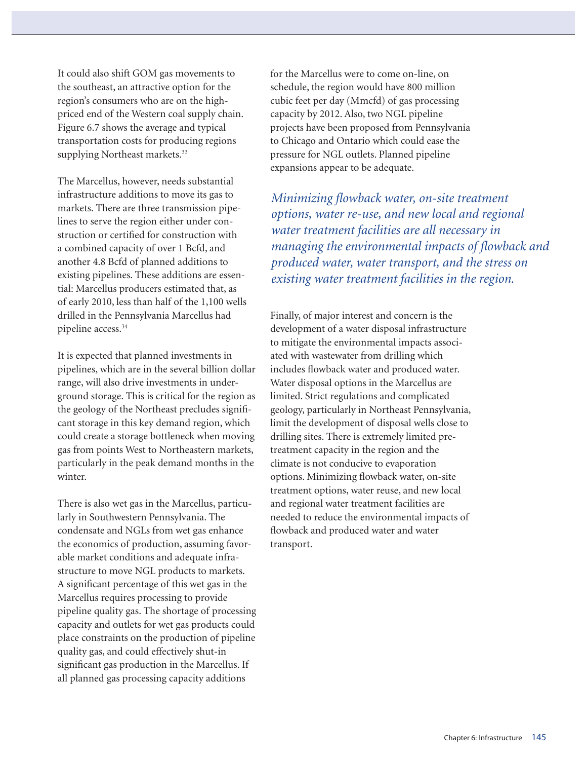It could also shift GOM gas movements to the southeast, an attractive option for the region's consumers who are on the high-priced end of the Western coal supply chain. Figure 6.7 shows the average and typical transportation costs for producing regions supplying Northeast markets.[33]

The Marcellus, however, needs substantial infrastructure additions to move its gas to markets. There are three transmission pipelines to serve the region either under construction or certified for construction with a combined capacity of over 1 Bcfd, and another 4.8 Bcfd of planned additions to existing pipelines. These additions are essential: Marcellus producers estimated that, as of early 2010, less than half of the 1,100 wells drilled in the Pennsylvania Marcellus had pipeline access.[34]

It is expected that planned investments in pipelines, which are in the several billion dollar range, will also drive investments in underground storage. This is critical for the region as the geology of the Northeast precludes significant storage in this key demand region, which could create a storage bottleneck when moving gas from points West to Northeastern markets, particularly in the peak demand months in the winter.

There is also wet gas in the Marcellus, particularly in Southwestern Pennsylvania. The condensate and NGLs from wet gas enhance the economics of production, assuming favorable market conditions and adequate infrastructure to move NGL products to markets. A significant percentage of this wet gas in the Marcellus requires processing to provide pipeline quality gas. The shortage of processing capacity and outlets for wet gas products could place constraints on the production of pipeline quality gas, and could effectively shut-in significant gas production in the Marcellus. If all planned gas processing capacity additions for the Marcellus were to come on-line, on schedule, the region would have 800 million cubic feet per day (Mmcfd) of gas processing capacity by 2012. Also, two NGL pipeline projects have been proposed from Pennsylvania to Chicago and Ontario which could ease the pressure for NGL outlets. Planned pipeline expansions appear to be adequate.

*Minimizing flowback water, on-site treatment options, water re-use, and new local and regional water treatment facilities are all necessary in managing the environmental impacts of flowback and produced water, water transport, and the stress on existing water treatment facilities in the region.*

Finally, of major interest and concern is the development of a water disposal infrastructure to mitigate the environmental impacts associated with wastewater from drilling which includes flowback water and produced water. Water disposal options in the Marcellus are limited. Strict regulations and complicated geology, particularly in Northeast Pennsylvania, limit the development of disposal wells close to drilling sites. There is extremely limited pretreatment capacity in the region and the climate is not conducive to evaporation options. Minimizing flowback water, on-site treatment options, water reuse, and new local and regional water treatment facilities are needed to reduce the environmental impacts of flowback and produced water and water transport.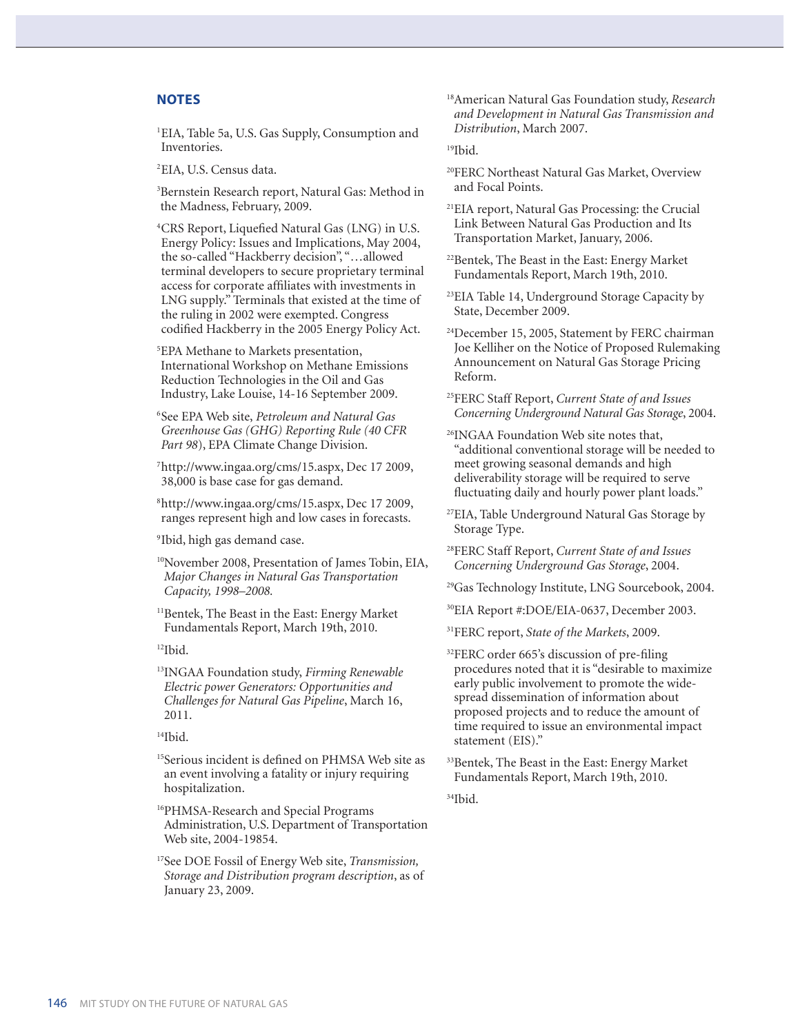## NOTES

[1]EIA, Table 5a, U.S. Gas Supply, Consumption and Inventories.

[2]EIA, U.S. Census data.

[3]Bernstein Research report, Natural Gas: Method in the Madness, February, 2009.

[4]CRS Report, Liquefied Natural Gas (LNG) in U.S. Energy Policy: Issues and Implications, May 2004, the so-called "Hackberry decision", "…allowed terminal developers to secure proprietary terminal access for corporate affiliates with investments in LNG supply." Terminals that existed at the time of the ruling in 2002 were exempted. Congress codified Hackberry in the 2005 Energy Policy Act.

[5]EPA Methane to Markets presentation, International Workshop on Methane Emissions Reduction Technologies in the Oil and Gas Industry, Lake Louise, 14-16 September 2009.

[6]See EPA Web site, *Petroleum and Natural Gas Greenhouse Gas (GHG) Reporting Rule (40 CFR Part 98)*, EPA Climate Change Division.

[7]http://www.ingaa.org/cms/15.aspx, Dec 17 2009, 38,000 is base case for gas demand.

[8]http://www.ingaa.org/cms/15.aspx, Dec 17 2009, ranges represent high and low cases in forecasts.

[9]Ibid, high gas demand case.

[10]November 2008, Presentation of James Tobin, EIA, *Major Changes in Natural Gas Transportation Capacity, 1998–2008.*

[11]Bentek, The Beast in the East: Energy Market Fundamentals Report, March 19th, 2010.

[12]Ibid.

[13]INGAA Foundation study, *Firming Renewable Electric power Generators: Opportunities and Challenges for Natural Gas Pipeline*, March 16, 2011.

[14]Ibid.

[15]Serious incident is defined on PHMSA Web site as an event involving a fatality or injury requiring hospitalization.

[16]PHMSA-Research and Special Programs Administration, U.S. Department of Transportation Web site, 2004-19854.

[17]See DOE Fossil of Energy Web site, *Transmission, Storage and Distribution program description*, as of January 23, 2009.

[18]American Natural Gas Foundation study, *Research and Development in Natural Gas Transmission and Distribution*, March 2007.

[19]Ibid.

[20]FERC Northeast Natural Gas Market, Overview and Focal Points.

[21]EIA report, Natural Gas Processing: the Crucial Link Between Natural Gas Production and Its Transportation Market, January, 2006.

[22]Bentek, The Beast in the East: Energy Market Fundamentals Report, March 19th, 2010.

[23]EIA Table 14, Underground Storage Capacity by State, December 2009.

[24]December 15, 2005, Statement by FERC chairman Joe Kelliher on the Notice of Proposed Rulemaking Announcement on Natural Gas Storage Pricing Reform.

[25]FERC Staff Report, *Current State of and Issues Concerning Underground Natural Gas Storage*, 2004.

[26]INGAA Foundation Web site notes that, "additional conventional storage will be needed to meet growing seasonal demands and high deliverability storage will be required to serve fluctuating daily and hourly power plant loads."

[27]EIA, Table Underground Natural Gas Storage by Storage Type.

[28]FERC Staff Report, *Current State of and Issues Concerning Underground Gas Storage*, 2004.

[29]Gas Technology Institute, LNG Sourcebook, 2004.

[30]EIA Report #:DOE/EIA-0637, December 2003.

[31]FERC report, *State of the Markets*, 2009.

[32]FERC order 665's discussion of pre-filing procedures noted that it is "desirable to maximize early public involvement to promote the wide-spread dissemination of information about proposed projects and to reduce the amount of time required to issue an environmental impact statement (EIS)."

[33]Bentek, The Beast in the East: Energy Market Fundamentals Report, March 19th, 2010.

[34]Ibid.